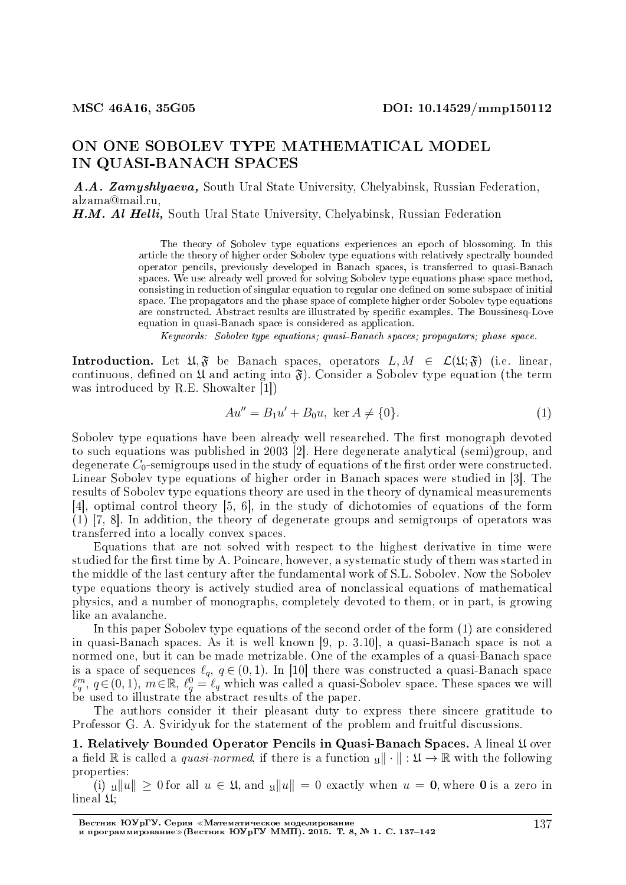MSC 46A16, 35G05 DOI: 10.14529/mmp150112

# ON ONE SOBOLEV TYPE MATHEMATICAL MODEL IN QUASI-BANACH SPACES

***A.A. Zamyshlyaeva,*** South Ural State University, Chelyabinsk, Russian Federation, alzama@mail.ru,
***H.M. Al Helli,*** South Ural State University, Chelyabinsk, Russian Federation

The theory of Sobolev type equations experiences an epoch of blossoming. In this article the theory of higher order Sobolev type equations with relatively spectrally bounded operator pencils, previously developed in Banach spaces, is transferred to quasi-Banach spaces. We use already well proved for solving Sobolev type equations phase space method, consisting in reduction of singular equation to regular one defined on some subspace of initial space. The propagators and the phase space of complete higher order Sobolev type equations are constructed. Abstract results are illustrated by specific examples. The Boussinesq-Love equation in quasi-Banach space is considered as application.

*Keywords: Sobolev type equations; quasi-Banach spaces; propagators; phase space.*

**Introduction.** Let $\mathfrak{U}, \mathfrak{F}$ be Banach spaces, operators $L, M \in \mathcal{L}(\mathfrak{U}; \mathfrak{F})$ (i.e. linear, continuous, defined on $\mathfrak{U}$ and acting into $\mathfrak{F}$). Consider a Sobolev type equation (the term was introduced by R.E. Showalter [1])

$$Au'' = B_1 u' + B_0 u, \ \ker A \neq \{0\}. \tag{1}$$

Sobolev type equations have been already well researched. The first monograph devoted to such equations was published in 2003 [2]. Here degenerate analytical (semi)group, and degenerate $C_0$-semigroups used in the study of equations of the first order were constructed. Linear Sobolev type equations of higher order in Banach spaces were studied in [3]. The results of Sobolev type equations theory are used in the theory of dynamical measurements [4], optimal control theory [5, 6], in the study of dichotomies of equations of the form (1) [7, 8]. In addition, the theory of degenerate groups and semigroups of operators was transferred into a locally convex spaces.

Equations that are not solved with respect to the highest derivative in time were studied for the first time by A. Poincare, however, a systematic study of them was started in the middle of the last century after the fundamental work of S.L. Sobolev. Now the Sobolev type equations theory is actively studied area of nonclassical equations of mathematical physics, and a number of monographs, completely devoted to them, or in part, is growing like an avalanche.

In this paper Sobolev type equations of the second order of the form (1) are considered in quasi-Banach spaces. As it is well known [9, p. 3.10], a quasi-Banach space is not a normed one, but it can be made metrizable. One of the examples of a quasi-Banach space is a space of sequences $\ell_q$, $q \in (0,1)$. In [10] there was constructed a quasi-Banach space $\ell_q^m$, $q \in (0,1)$, $m \in \mathbb{R}$, $\ell_q^0 = \ell_q$ which was called a quasi-Sobolev space. These spaces we will be used to illustrate the abstract results of the paper.

The authors consider it their pleasant duty to express there sincere gratitude to Professor G. A. Sviridyuk for the statement of the problem and fruitful discussions.

**1. Relatively Bounded Operator Pencils in Quasi-Banach Spaces.** A lineal $\mathfrak{U}$ over a field $\mathbb{R}$ is called a *quasi-normed*, if there is a function ${}_{\mathfrak{U}}\|\cdot\| : \mathfrak{U} \to \mathbb{R}$ with the following properties:

(i) ${}_{\mathfrak{U}}\|u\| \geq 0$ for all $u \in \mathfrak{U}$, and ${}_{\mathfrak{U}}\|u\| = 0$ exactly when $u = \mathbf{0}$, where $\mathbf{0}$ is a zero in lineal $\mathfrak{U}$;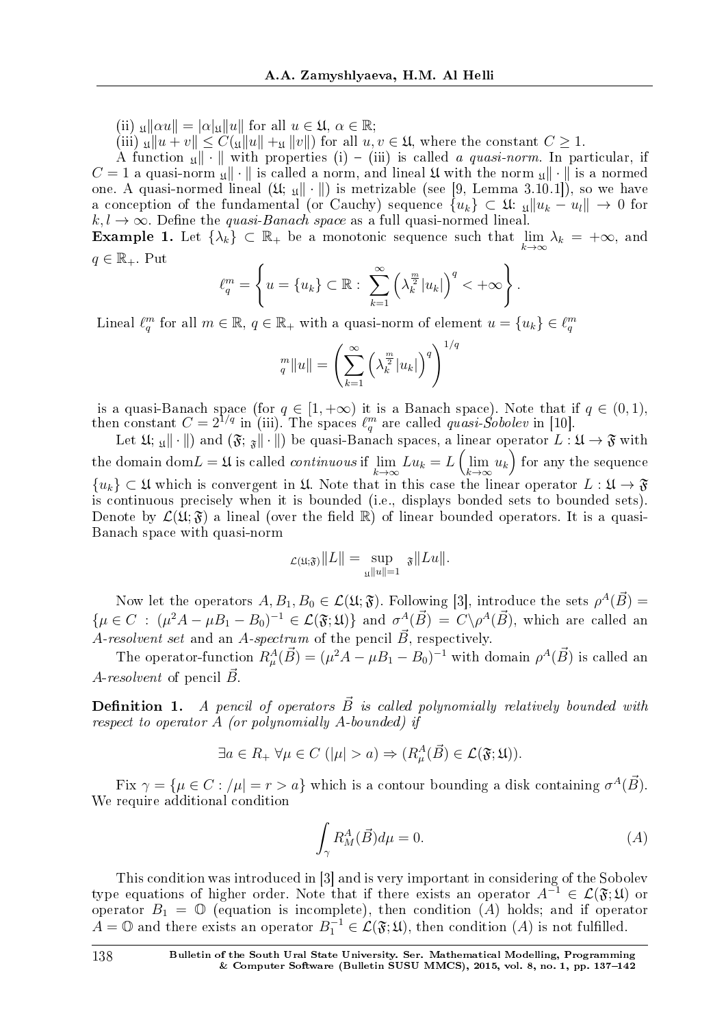(ii) ${}_{\mathfrak{U}}\|\alpha u\| = |\alpha|{}_{\mathfrak{U}}\|u\|$ for all $u \in \mathfrak{U}$, $\alpha \in \mathbb{R}$;

(iii) ${}_{\mathfrak{U}}\|u + v\| \leq C({}_{\mathfrak{U}}\|u\| +_{\mathfrak{U}} \|v\|)$ for all $u, v \in \mathfrak{U}$, where the constant $C \geq 1$.

A function ${}_{\mathfrak{U}}\| \cdot \|$ with properties (i) – (iii) is called *a quasi-norm*. In particular, if $C = 1$ a quasi-norm ${}_{\mathfrak{U}}\| \cdot \|$ is called a norm, and lineal $\mathfrak{U}$ with the norm ${}_{\mathfrak{U}}\| \cdot \|$ is a normed one. A quasi-normed lineal $(\mathfrak{U};\, {}_{\mathfrak{U}}\| \cdot \|)$ is metrizable (see [9, Lemma 3.10.1]), so we have a conception of the fundamental (or Cauchy) sequence $\{u_k\} \subset \mathfrak{U}$: ${}_{\mathfrak{U}}\|u_k - u_l\| \to 0$ for $k, l \to \infty$. Define the *quasi-Banach space* as a full quasi-normed lineal.

**Example 1.** Let $\{\lambda_k\} \subset \mathbb{R}_+$ be a monotonic sequence such that $\lim\limits_{k\to\infty} \lambda_k = +\infty$, and $q \in \mathbb{R}_+$. Put

$$\ell_q^m = \left\{ u = \{u_k\} \subset \mathbb{R} : \sum_{k=1}^{\infty} \left( \lambda_k^{\frac{m}{2}} |u_k| \right)^q < +\infty \right\}.$$

Lineal $\ell_q^m$ for all $m \in \mathbb{R}$, $q \in \mathbb{R}_+$ with a quasi-norm of element $u = \{u_k\} \in \ell_q^m$

$${}_q^m\|u\| = \left( \sum_{k=1}^{\infty} \left( \lambda_k^{\frac{m}{2}} |u_k| \right)^q \right)^{1/q}$$

is a quasi-Banach space (for $q \in [1, +\infty)$ it is a Banach space). Note that if $q \in (0, 1)$, then constant $C = 2^{1/q}$ in (iii). The spaces $\ell_q^m$ are called *quasi-Sobolev* in [10].

Let $\mathfrak{U};\, {}_{\mathfrak{U}}\| \cdot \|)$ and $(\mathfrak{F};\, {}_{\mathfrak{F}}\| \cdot \|)$ be quasi-Banach spaces, a linear operator $L : \mathfrak{U} \to \mathfrak{F}$ with the domain $\mathrm{dom}L = \mathfrak{U}$ is called *continuous* if $\lim\limits_{k\to\infty} Lu_k = L\left(\lim\limits_{k\to\infty} u_k\right)$ for any the sequence $\{u_k\} \subset \mathfrak{U}$ which is convergent in $\mathfrak{U}$. Note that in this case the linear operator $L : \mathfrak{U} \to \mathfrak{F}$ is continuous precisely when it is bounded (i.e., displays bonded sets to bounded sets). Denote by $\mathcal{L}(\mathfrak{U}; \mathfrak{F})$ a lineal (over the field $\mathbb{R}$) of linear bounded operators. It is a quasi-Banach space with quasi-norm

$${}_{\mathcal{L}(\mathfrak{U};\mathfrak{F})}\|L\| = \sup_{{}_{\mathfrak{U}}\|u\|=1} {}_{\mathfrak{F}}\|Lu\|.$$

Now let the operators $A, B_1, B_0 \in \mathcal{L}(\mathfrak{U}; \mathfrak{F})$. Following [3], introduce the sets $\rho^A(\vec{B}) = \{\mu \in C : (\mu^2 A - \mu B_1 - B_0)^{-1} \in \mathcal{L}(\mathfrak{F}; \mathfrak{U})\}$ and $\sigma^A(\vec{B}) = C \backslash \rho^A(\vec{B})$, which are called an *A-resolvent set* and an *A-spectrum* of the pencil $\vec{B}$, respectively.

The operator-function $R_\mu^A(\vec{B}) = (\mu^2 A - \mu B_1 - B_0)^{-1}$ with domain $\rho^A(\vec{B})$ is called an *A-resolvent* of pencil $\vec{B}$.

**Definition 1.** *A pencil of operators $\vec{B}$ is called polynomially relatively bounded with respect to operator $A$ (or polynomially $A$-bounded) if*

$$\exists a \in R_+ \; \forall \mu \in C \; (|\mu| > a) \Rightarrow (R_\mu^A(\vec{B}) \in \mathcal{L}(\mathfrak{F}; \mathfrak{U})).$$

Fix $\gamma = \{\mu \in C : /\mu| = r > a\}$ which is a contour bounding a disk containing $\sigma^A(\vec{B})$. We require additional condition

$$\int_\gamma R_M^A(\vec{B}) d\mu = 0. \tag{A}$$

This condition was introduced in [3] and is very important in considering of the Sobolev type equations of higher order. Note that if there exists an operator $A^{-1} \in \mathcal{L}(\mathfrak{F}; \mathfrak{U})$ or operator $B_1 = \mathbb{O}$ (equation is incomplete), then condition $(A)$ holds; and if operator $A = \mathbb{O}$ and there exists an operator $B_1^{-1} \in \mathcal{L}(\mathfrak{F}; \mathfrak{U})$, then condition $(A)$ is not fulfilled.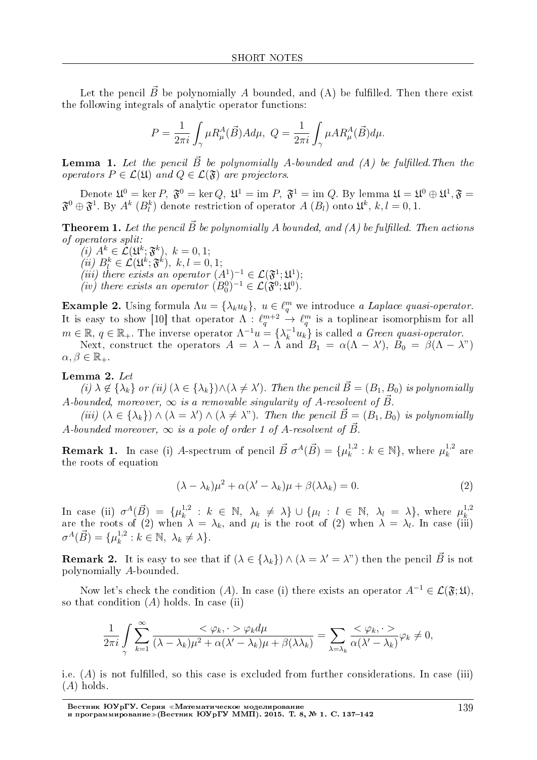Let the pencil $\vec{B}$ be polynomially $A$ bounded, and (A) be fulfilled. Then there exist the following integrals of analytic operator functions:

$$P = \frac{1}{2\pi i}\int_{\gamma} \mu R_{\mu}^{A}(\vec{B}) A d\mu, \; Q = \frac{1}{2\pi i}\int_{\gamma} \mu A R_{\mu}^{A}(\vec{B}) d\mu.$$

**Lemma 1.** *Let the pencil $\vec{B}$ be polynomially A-bounded and (A) be fulfilled.Then the operators $P \in \mathcal{L}(\mathfrak{U})$ and $Q \in \mathcal{L}(\mathfrak{F})$ are projectors.*

Denote $\mathfrak{U}^0 = \ker P$, $\mathfrak{F}^0 = \ker Q$, $\mathfrak{U}^1 = \operatorname{im} P$, $\mathfrak{F}^1 = \operatorname{im} Q$. By lemma $\mathfrak{U} = \mathfrak{U}^0 \oplus \mathfrak{U}^1, \mathfrak{F} = \mathfrak{F}^0 \oplus \mathfrak{F}^1$. By $A^k$ ($B_l^k$) denote restriction of operator $A$ ($B_l$) onto $\mathfrak{U}^k$, $k, l = 0, 1$.

**Theorem 1.** *Let the pencil $\vec{B}$ be polynomially A bounded, and (A) be fulfilled. Then actions of operators split:*

*(i) $A^k \in \mathcal{L}(\mathfrak{U}^k; \mathfrak{F}^k)$, $k = 0, 1$;*
*(ii) $B_l^k \in \mathcal{L}(\mathfrak{U}^k; \mathfrak{F}^k)$, $k, l = 0, 1$;*
*(iii) there exists an operator $(A^1)^{-1} \in \mathcal{L}(\mathfrak{F}^1; \mathfrak{U}^1)$;*
*(iv) there exists an operator $(B_0^0)^{-1} \in \mathcal{L}(\mathfrak{F}^0; \mathfrak{U}^0)$.*

**Example 2.** Using formula $\Lambda u = \{\lambda_k u_k\}$, $u \in \ell_q^m$ we introduce *a Laplace quasi-operator*. It is easy to show [10] that operator $\Lambda : \ell_q^{m+2} \to \ell_q^m$ is a toplinear isomorphism for all $m \in \mathbb{R}$, $q \in \mathbb{R}_+$. The inverse operator $\Lambda^{-1} u = \{\lambda_k^{-1} u_k\}$ is called *a Green quasi-operator*.

Next, construct the operators $A = \lambda - \Lambda$ and $B_1 = \alpha(\Lambda - \lambda')$, $B_0 = \beta(\Lambda - \lambda")$ $\alpha, \beta \in \mathbb{R}_+$.

**Lemma 2.** *Let*

*(i) $\lambda \notin \{\lambda_k\}$ or (ii) $(\lambda \in \{\lambda_k\}) \wedge (\lambda \neq \lambda')$. Then the pencil $\vec{B} = (B_1, B_0)$ is polynomially A-bounded, moreover, $\infty$ is a removable singularity of A-resolvent of $\vec{B}$.*

*(iii) $(\lambda \in \{\lambda_k\}) \wedge (\lambda = \lambda') \wedge (\lambda \neq \lambda")$. Then the pencil $\vec{B} = (B_1, B_0)$ is polynomially A-bounded moreover, $\infty$ is a pole of order 1 of A-resolvent of $\vec{B}$.*

**Remark 1.** In case (i) $A$-spectrum of pencil $\vec{B}$ $\sigma^A(\vec{B}) = \{\mu_k^{1,2} : k \in \mathbb{N}\}$, where $\mu_k^{1,2}$ are the roots of equation

$$(\lambda - \lambda_k)\mu^2 + \alpha(\lambda' - \lambda_k)\mu + \beta(\lambda\lambda_k) = 0. \tag{2}$$

In case (ii) $\sigma^A(\vec{B}) = \{\mu_k^{1,2} : k \in \mathbb{N}, \lambda_k \neq \lambda\} \cup \{\mu_l : l \in \mathbb{N}, \lambda_l = \lambda\}$, where $\mu_k^{1,2}$ are the roots of (2) when $\lambda = \lambda_k$, and $\mu_l$ is the root of (2) when $\lambda = \lambda_l$. In case (iii) $\sigma^A(\vec{B}) = \{\mu_k^{1,2} : k \in \mathbb{N}, \lambda_k \neq \lambda\}$.

**Remark 2.** It is easy to see that if $(\lambda \in \{\lambda_k\}) \wedge (\lambda = \lambda' = \lambda")$ then the pencil $\vec{B}$ is not polynomially $A$-bounded.

Now let's check the condition $(A)$. In case (i) there exists an operator $A^{-1} \in \mathcal{L}(\mathfrak{F}; \mathfrak{U})$, so that condition $(A)$ holds. In case (ii)

$$\frac{1}{2\pi i}\int_{\gamma} \sum_{k=1}^{\infty} \frac{< \varphi_k, \cdot > \varphi_k d\mu}{(\lambda - \lambda_k)\mu^2 + \alpha(\lambda' - \lambda_k)\mu + \beta(\lambda\lambda_k)} = \sum_{\lambda = \lambda_k} \frac{< \varphi_k, \cdot >}{\alpha(\lambda' - \lambda_k)}\varphi_k \neq 0,$$

i.e. $(A)$ is not fulfilled, so this case is excluded from further considerations. In case (iii) $(A)$ holds.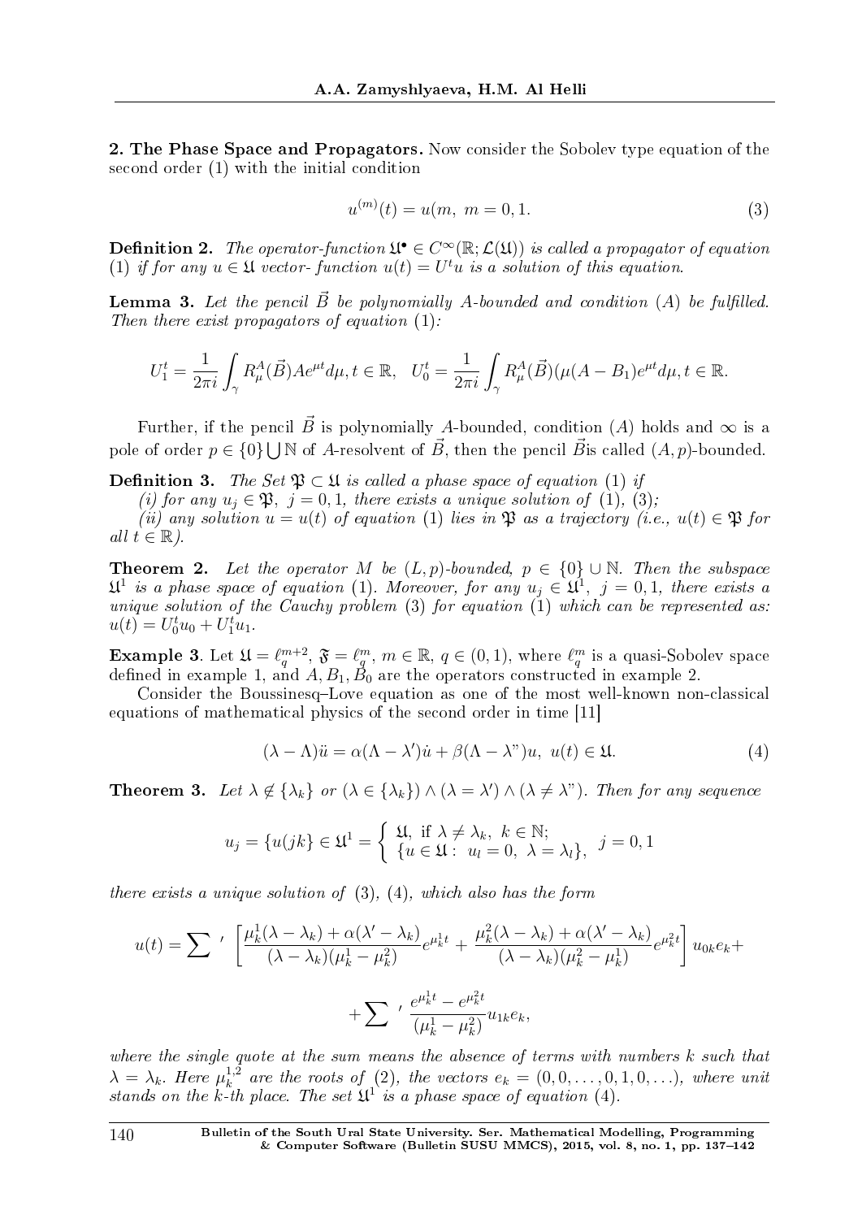**2. The Phase Space and Propagators.** Now consider the Sobolev type equation of the second order (1) with the initial condition

$$u^{(m)}(t) = u(m, \ m = 0, 1. \tag{3}$$

**Definition 2.** *The operator-function $\mathfrak{U}^{\bullet} \in C^{\infty}(\mathbb{R}; \mathcal{L}(\mathfrak{U}))$ is called a propagator of equation (1) if for any $u \in \mathfrak{U}$ vector- function $u(t) = U^t u$ is a solution of this equation.*

**Lemma 3.** *Let the pencil $\vec{B}$ be polynomially A-bounded and condition (A) be fulfilled. Then there exist propagators of equation (1):*

$$U_1^t = \frac{1}{2\pi i}\int_{\gamma} R_{\mu}^A(\vec{B})Ae^{\mu t}d\mu, t \in \mathbb{R}, \quad U_0^t = \frac{1}{2\pi i}\int_{\gamma} R_{\mu}^A(\vec{B})(\mu(A - B_1)e^{\mu t}d\mu, t \in \mathbb{R}.$$

Further, if the pencil $\vec{B}$ is polynomially $A$-bounded, condition $(A)$ holds and $\infty$ is a pole of order $p \in \{0\}\bigcup\mathbb{N}$ of $A$-resolvent of $\vec{B}$, then the pencil $\vec{B}$is called $(A, p)$-bounded.

**Definition 3.** *The Set $\mathfrak{P} \subset \mathfrak{U}$ is called a phase space of equation (1) if*

*(i) for any $u_j \in \mathfrak{P}$, $j = 0, 1$, there exists a unique solution of (1), (3);*

*(ii) any solution $u = u(t)$ of equation (1) lies in $\mathfrak{P}$ as a trajectory (i.e., $u(t) \in \mathfrak{P}$ for all $t \in \mathbb{R}$).*

**Theorem 2.** *Let the operator $M$ be $(L, p)$-bounded, $p \in \{0\} \cup \mathbb{N}$. Then the subspace $\mathfrak{U}^1$ is a phase space of equation (1). Moreover, for any $u_j \in \mathfrak{U}^1$, $j = 0, 1$, there exists a unique solution of the Cauchy problem (3) for equation (1) which can be represented as: $u(t) = U_0^t u_0 + U_1^t u_1$.*

**Example 3**. Let $\mathfrak{U} = \ell_q^{m+2}$, $\mathfrak{F} = \ell_q^m$, $m \in \mathbb{R}$, $q \in (0, 1)$, where $\ell_q^m$ is a quasi-Sobolev space defined in example 1, and $A, B_1, B_0$ are the operators constructed in example 2.

Consider the Boussinesq–Love equation as one of the most well-known non-classical equations of mathematical physics of the second order in time [11]

$$(\lambda - \Lambda)\ddot{u} = \alpha(\Lambda - \lambda')\dot{u} + \beta(\Lambda - \lambda")u, \ u(t) \in \mathfrak{U}. \tag{4}$$

**Theorem 3.** *Let $\lambda \notin \{\lambda_k\}$ or $(\lambda \in \{\lambda_k\}) \wedge (\lambda = \lambda') \wedge (\lambda \neq \lambda")$. Then for any sequence*

$$u_j = \{u(jk\} \in \mathfrak{U}^1 = \begin{cases} \mathfrak{U}, \text{ if } \lambda \neq \lambda_k, \ k \in \mathbb{N}; \\ \{u \in \mathfrak{U} : \ u_l = 0, \ \lambda = \lambda_l\}, \end{cases} j = 0, 1$$

*there exists a unique solution of (3), (4), which also has the form*

$$u(t) = \sum{}' \left[\frac{\mu_k^1(\lambda - \lambda_k) + \alpha(\lambda' - \lambda_k)}{(\lambda - \lambda_k)(\mu_k^1 - \mu_k^2)}e^{\mu_k^1 t} + \frac{\mu_k^2(\lambda - \lambda_k) + \alpha(\lambda' - \lambda_k)}{(\lambda - \lambda_k)(\mu_k^2 - \mu_k^1)}e^{\mu_k^2 t}\right] u_{0k}e_k +$$

$$+ \sum{}' \frac{e^{\mu_k^1 t} - e^{\mu_k^2 t}}{(\mu_k^1 - \mu_k^2)} u_{1k}e_k,$$

*where the single quote at the sum means the absence of terms with numbers $k$ such that $\lambda = \lambda_k$. Here $\mu_k^{1,2}$ are the roots of (2), the vectors $e_k = (0, 0, \ldots, 0, 1, 0, \ldots)$, where unit stands on the $k$-th place. The set $\mathfrak{U}^1$ is a phase space of equation (4).*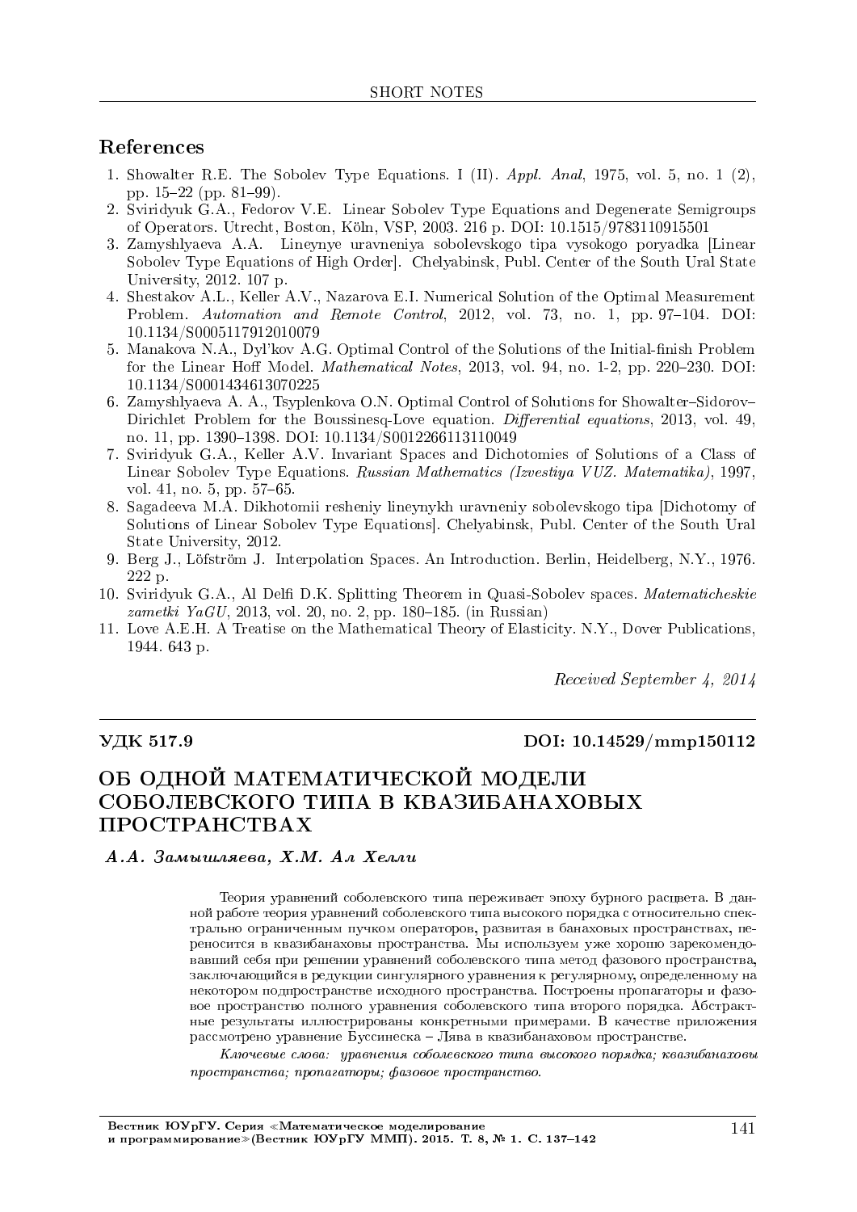## References

1. Showalter R.E. The Sobolev Type Equations. I (II). *Appl. Anal*, 1975, vol. 5, no. 1 (2), pp. 15–22 (pp. 81–99).
2. Sviridyuk G.A., Fedorov V.E. Linear Sobolev Type Equations and Degenerate Semigroups of Operators. Utrecht, Boston, Köln, VSP, 2003. 216 p. DOI: 10.1515/9783110915501
3. Zamyshlyaeva A.A. Lineynye uravneniya sobolevskogo tipa vysokogo poryadka [Linear Sobolev Type Equations of High Order]. Chelyabinsk, Publ. Center of the South Ural State University, 2012. 107 p.
4. Shestakov A.L., Keller A.V., Nazarova E.I. Numerical Solution of the Optimal Measurement Problem. *Automation and Remote Control*, 2012, vol. 73, no. 1, pp. 97–104. DOI: 10.1134/S0005117912010079
5. Manakova N.A., Dyl'kov A.G. Optimal Control of the Solutions of the Initial-finish Problem for the Linear Hoff Model. *Mathematical Notes*, 2013, vol. 94, no. 1-2, pp. 220–230. DOI: 10.1134/S0001434613070225
6. Zamyshlyaeva A. A., Tsyplenkova O.N. Optimal Control of Solutions for Showalter–Sidorov–Dirichlet Problem for the Boussinesq-Love equation. *Differential equations*, 2013, vol. 49, no. 11, pp. 1390–1398. DOI: 10.1134/S0012266113110049
7. Sviridyuk G.A., Keller A.V. Invariant Spaces and Dichotomies of Solutions of a Class of Linear Sobolev Type Equations. *Russian Mathematics (Izvestiya VUZ. Matematika)*, 1997, vol. 41, no. 5, pp. 57–65.
8. Sagadeeva M.A. Dikhotomii resheniy lineynykh uravneniy sobolevskogo tipa [Dichotomy of Solutions of Linear Sobolev Type Equations]. Chelyabinsk, Publ. Center of the South Ural State University, 2012.
9. Berg J., Löfström J. Interpolation Spaces. An Introduction. Berlin, Heidelberg, N.Y., 1976. 222 p.
10. Sviridyuk G.A., Al Delfi D.K. Splitting Theorem in Quasi-Sobolev spaces. *Matematicheskie zametki YaGU*, 2013, vol. 20, no. 2, pp. 180–185. (in Russian)
11. Love A.E.H. A Treatise on the Mathematical Theory of Elasticity. N.Y., Dover Publications, 1944. 643 p.

*Received September 4, 2014*

---

**УДК 517.9** **DOI: 10.14529/mmp150112**

# ОБ ОДНОЙ МАТЕМАТИЧЕСКОЙ МОДЕЛИ СОБОЛЕВСКОГО ТИПА В КВАЗИБАНАХОВЫХ ПРОСТРАНСТВАХ

***А.А. Замышляева, Х.М. Ал Хелли***

Теория уравнений соболевского типа переживает эпоху бурного расцвета. В данной работе теория уравнений соболевского типа высокого порядка с относительно спектрально ограниченным пучком операторов, развитая в банаховых пространствах, переносится в квазибанаховы пространства. Мы используем уже хорошо зарекомендовавший себя при решении уравнений соболевского типа метод фазового пространства, заключающийся в редукции сингулярного уравнения к регулярному, определенному на некотором подпространстве исходного пространства. Построены пропагаторы и фазовое пространство полного уравнения соболевского типа второго порядка. Абстрактные результаты иллюстрированы конкретными примерами. В качестве приложения рассмотрено уравнение Буссинеска – Лява в квазибанаховом пространстве.

*Ключевые слова: уравнения соболевского типа высокого порядка; квазибанаховы пространства; пропагаторы; фазовое пространство.*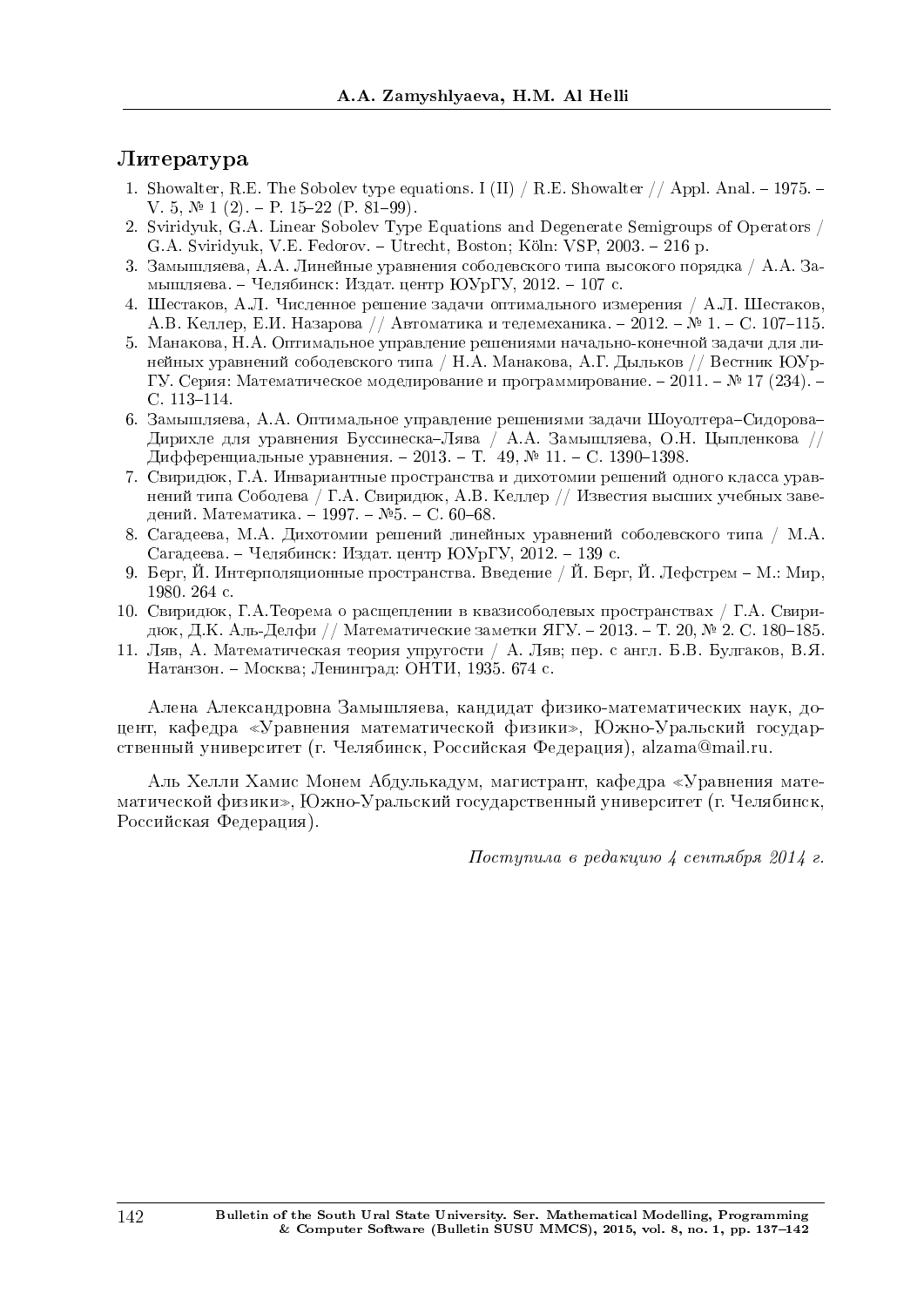## Литература

1. Showalter, R.E. The Sobolev type equations. I (II) / R.E. Showalter // Appl. Anal. – 1975. – V. 5, № 1 (2). – P. 15–22 (P. 81–99).
2. Sviridyuk, G.A. Linear Sobolev Type Equations and Degenerate Semigroups of Operators / G.A. Sviridyuk, V.E. Fedorov. – Utrecht, Boston; Köln: VSP, 2003. – 216 p.
3. Замышляева, А.А. Линейные уравнения соболевского типа высокого порядка / А.А. Замышляева. – Челябинск: Издат. центр ЮУрГУ, 2012. – 107 с.
4. Шестаков, А.Л. Численное решение задачи оптимального измерения / А.Л. Шестаков, А.В. Келлер, Е.И. Назарова // Автоматика и телемеханика. – 2012. – № 1. – С. 107–115.
5. Манакова, Н.А. Оптимальное управление решениями начально-конечной задачи для линейных уравнений соболевского типа / Н.А. Манакова, А.Г. Дыльков // Вестник ЮУрГУ. Серия: Математическое моделирование и программирование. – 2011. – № 17 (234). – С. 113–114.
6. Замышляева, А.А. Оптимальное управление решениями задачи Шоуолтера–Сидорова–Дирихле для уравнения Буссинеска–Лява / А.А. Замышляева, О.Н. Цыпленкова // Дифференциальные уравнения. – 2013. – Т. 49, № 11. – С. 1390–1398.
7. Свиридюк, Г.А. Инвариантные пространства и дихотомии решений одного класса уравнений типа Соболева / Г.А. Свиридюк, А.В. Келлер // Известия высших учебных заведений. Математика. – 1997. – №5. – С. 60–68.
8. Сагадеева, М.А. Дихотомии решений линейных уравнений соболевского типа / М.А. Сагадеева. – Челябинск: Издат. центр ЮУрГУ, 2012. – 139 с.
9. Берг, Й. Интерполяционные пространства. Введение / Й. Берг, Й. Лефстрем – М.: Мир, 1980. 264 с.
10. Свиридюк, Г.А.Теорема о расщеплении в квазисоболевых пространствах / Г.А. Свиридюк, Д.К. Аль-Делфи // Математические заметки ЯГУ. – 2013. – Т. 20, № 2. С. 180–185.
11. Ляв, А. Математическая теория упругости / А. Ляв; пер. с англ. Б.В. Булгаков, В.Я. Натанзон. – Москва; Ленинград: ОНТИ, 1935. 674 с.

Алена Александровна Замышляева, кандидат физико-математических наук, доцент, кафедра «Уравнения математической физики», Южно-Уральский государственный университет (г. Челябинск, Российская Федерация), alzama@mail.ru.

Аль Хелли Хамис Монем Абдулькадум, магистрант, кафедра «Уравнения математической физики», Южно-Уральский государственный университет (г. Челябинск, Российская Федерация).

*Поступила в редакцию 4 сентября 2014 г.*